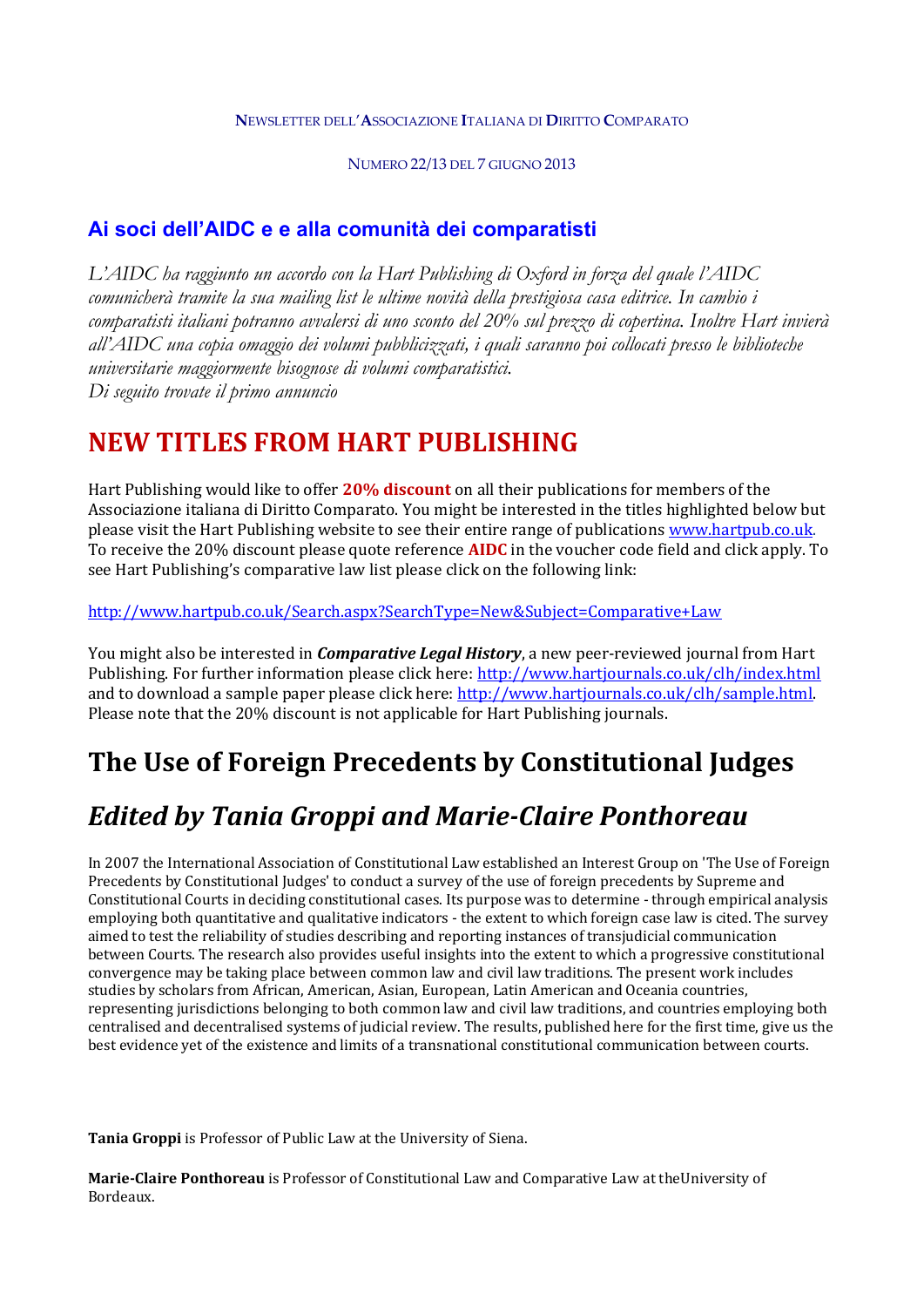NEWSLETTER DELL'ASSOCIAZIONE ITALIANA DI DIRITTO COMPARATO

NUMERO 22/13 DEL 7 GIUGNO 2013

## Ai soci dell'AIDC e e alla comunità dei comparatisti

*L'AIDC ha raggiunto un accordo con la Hart Publishing di Oxford in forza del quale l'AIDC comunicherà tramite la sua mailing list le ultime novità della prestigiosa casa editrice. In cambio i comparatisti italiani potranno avvalersi di uno sconto del 20% sul prezzo di copertina. Inoltre Hart invierà all'AIDC una copia omaggio dei volumi pubblicizzati, i quali saranno poi collocati presso le biblioteche universitarie maggiormente bisognose di volumi comparatistici.*
*Di seguito trovate il primo annuncio*

# NEW TITLES FROM HART PUBLISHING

Hart Publishing would like to offer **20% discount** on all their publications for members of the Associazione italiana di Diritto Comparato. You might be interested in the titles highlighted below but please visit the Hart Publishing website to see their entire range of publications www.hartpub.co.uk. To receive the 20% discount please quote reference **AIDC** in the voucher code field and click apply. To see Hart Publishing's comparative law list please click on the following link:

http://www.hartpub.co.uk/Search.aspx?SearchType=New&Subject=Comparative+Law

You might also be interested in ***Comparative Legal History***, a new peer-reviewed journal from Hart Publishing. For further information please click here: http://www.hartjournals.co.uk/clh/index.html and to download a sample paper please click here: http://www.hartjournals.co.uk/clh/sample.html. Please note that the 20% discount is not applicable for Hart Publishing journals.

# The Use of Foreign Precedents by Constitutional Judges

## *Edited by Tania Groppi and Marie-Claire Ponthoreau*

In 2007 the International Association of Constitutional Law established an Interest Group on 'The Use of Foreign Precedents by Constitutional Judges' to conduct a survey of the use of foreign precedents by Supreme and Constitutional Courts in deciding constitutional cases. Its purpose was to determine - through empirical analysis employing both quantitative and qualitative indicators - the extent to which foreign case law is cited. The survey aimed to test the reliability of studies describing and reporting instances of transjudicial communication between Courts. The research also provides useful insights into the extent to which a progressive constitutional convergence may be taking place between common law and civil law traditions. The present work includes studies by scholars from African, American, Asian, European, Latin American and Oceania countries, representing jurisdictions belonging to both common law and civil law traditions, and countries employing both centralised and decentralised systems of judicial review. The results, published here for the first time, give us the best evidence yet of the existence and limits of a transnational constitutional communication between courts.

**Tania Groppi** is Professor of Public Law at the University of Siena.

**Marie-Claire Ponthoreau** is Professor of Constitutional Law and Comparative Law at theUniversity of Bordeaux.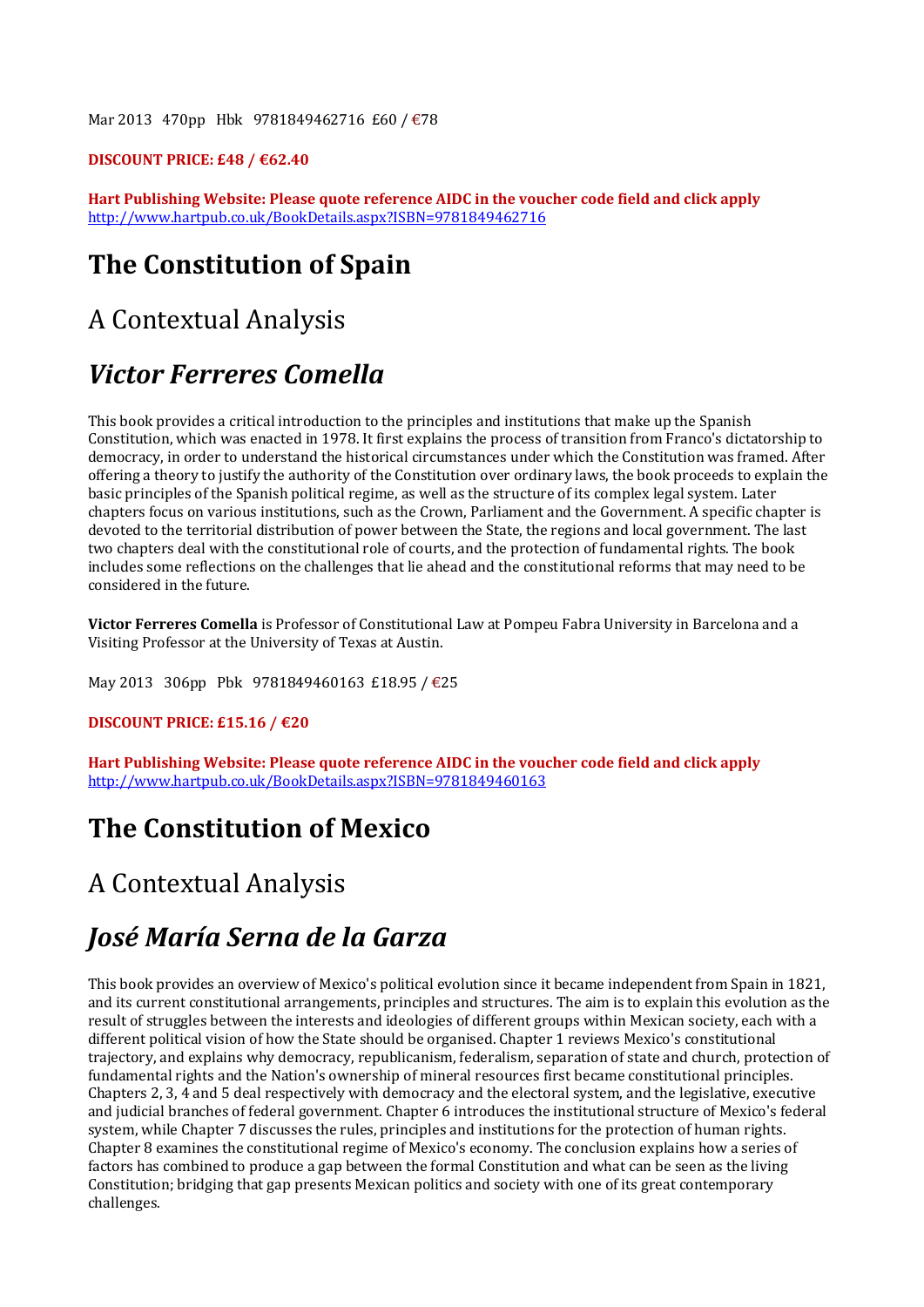Mar 2013 470pp Hbk 9781849462716 £60 / €78

**DISCOUNT PRICE: £48 / €62.40**

**Hart Publishing Website: Please quote reference AIDC in the voucher code field and click apply**
http://www.hartpub.co.uk/BookDetails.aspx?ISBN=9781849462716

# The Constitution of Spain

## A Contextual Analysis

## *Victor Ferreres Comella*

This book provides a critical introduction to the principles and institutions that make up the Spanish Constitution, which was enacted in 1978. It first explains the process of transition from Franco's dictatorship to democracy, in order to understand the historical circumstances under which the Constitution was framed. After offering a theory to justify the authority of the Constitution over ordinary laws, the book proceeds to explain the basic principles of the Spanish political regime, as well as the structure of its complex legal system. Later chapters focus on various institutions, such as the Crown, Parliament and the Government. A specific chapter is devoted to the territorial distribution of power between the State, the regions and local government. The last two chapters deal with the constitutional role of courts, and the protection of fundamental rights. The book includes some reflections on the challenges that lie ahead and the constitutional reforms that may need to be considered in the future.

**Victor Ferreres Comella** is Professor of Constitutional Law at Pompeu Fabra University in Barcelona and a Visiting Professor at the University of Texas at Austin.

May 2013 306pp Pbk 9781849460163 £18.95 / €25

**DISCOUNT PRICE: £15.16 / €20**

**Hart Publishing Website: Please quote reference AIDC in the voucher code field and click apply**
http://www.hartpub.co.uk/BookDetails.aspx?ISBN=9781849460163

# The Constitution of Mexico

## A Contextual Analysis

## *José María Serna de la Garza*

This book provides an overview of Mexico's political evolution since it became independent from Spain in 1821, and its current constitutional arrangements, principles and structures. The aim is to explain this evolution as the result of struggles between the interests and ideologies of different groups within Mexican society, each with a different political vision of how the State should be organised. Chapter 1 reviews Mexico's constitutional trajectory, and explains why democracy, republicanism, federalism, separation of state and church, protection of fundamental rights and the Nation's ownership of mineral resources first became constitutional principles. Chapters 2, 3, 4 and 5 deal respectively with democracy and the electoral system, and the legislative, executive and judicial branches of federal government. Chapter 6 introduces the institutional structure of Mexico's federal system, while Chapter 7 discusses the rules, principles and institutions for the protection of human rights. Chapter 8 examines the constitutional regime of Mexico's economy. The conclusion explains how a series of factors has combined to produce a gap between the formal Constitution and what can be seen as the living Constitution; bridging that gap presents Mexican politics and society with one of its great contemporary challenges.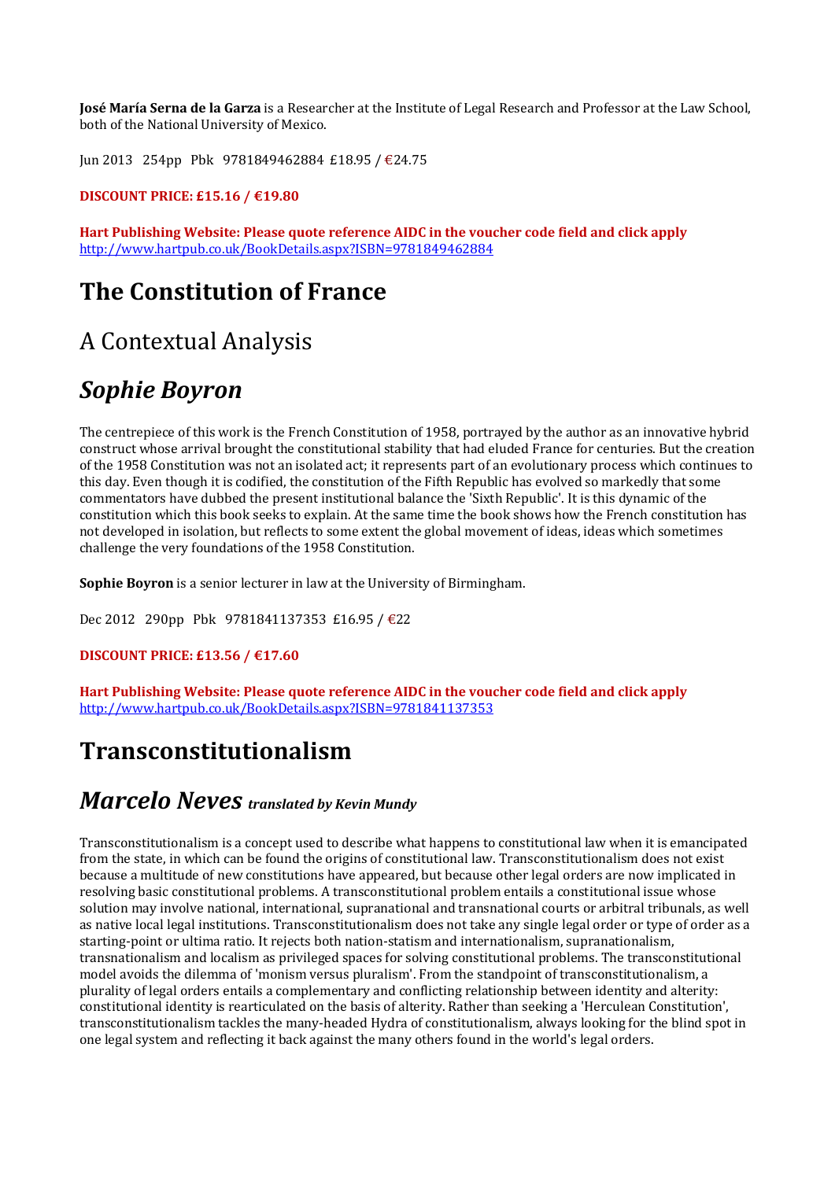**José María Serna de la Garza** is a Researcher at the Institute of Legal Research and Professor at the Law School, both of the National University of Mexico.

Jun 2013   254pp   Pbk   9781849462884  £18.95 / €24.75

**DISCOUNT PRICE: £15.16 / €19.80**

**Hart Publishing Website: Please quote reference AIDC in the voucher code field and click apply**
http://www.hartpub.co.uk/BookDetails.aspx?ISBN=9781849462884

# The Constitution of France

## A Contextual Analysis

## *Sophie Boyron*

The centrepiece of this work is the French Constitution of 1958, portrayed by the author as an innovative hybrid construct whose arrival brought the constitutional stability that had eluded France for centuries. But the creation of the 1958 Constitution was not an isolated act; it represents part of an evolutionary process which continues to this day. Even though it is codified, the constitution of the Fifth Republic has evolved so markedly that some commentators have dubbed the present institutional balance the 'Sixth Republic'. It is this dynamic of the constitution which this book seeks to explain. At the same time the book shows how the French constitution has not developed in isolation, but reflects to some extent the global movement of ideas, ideas which sometimes challenge the very foundations of the 1958 Constitution.

**Sophie Boyron** is a senior lecturer in law at the University of Birmingham.

Dec 2012   290pp   Pbk   9781841137353  £16.95 / €22

**DISCOUNT PRICE: £13.56 / €17.60**

**Hart Publishing Website: Please quote reference AIDC in the voucher code field and click apply**
http://www.hartpub.co.uk/BookDetails.aspx?ISBN=9781841137353

# Transconstitutionalism

## *Marcelo Neves* ***translated by Kevin Mundy***

Transconstitutionalism is a concept used to describe what happens to constitutional law when it is emancipated from the state, in which can be found the origins of constitutional law. Transconstitutionalism does not exist because a multitude of new constitutions have appeared, but because other legal orders are now implicated in resolving basic constitutional problems. A transconstitutional problem entails a constitutional issue whose solution may involve national, international, supranational and transnational courts or arbitral tribunals, as well as native local legal institutions. Transconstitutionalism does not take any single legal order or type of order as a starting-point or ultima ratio. It rejects both nation-statism and internationalism, supranationalism, transnationalism and localism as privileged spaces for solving constitutional problems. The transconstitutional model avoids the dilemma of 'monism versus pluralism'. From the standpoint of transconstitutionalism, a plurality of legal orders entails a complementary and conflicting relationship between identity and alterity: constitutional identity is rearticulated on the basis of alterity. Rather than seeking a 'Herculean Constitution', transconstitutionalism tackles the many-headed Hydra of constitutionalism, always looking for the blind spot in one legal system and reflecting it back against the many others found in the world's legal orders.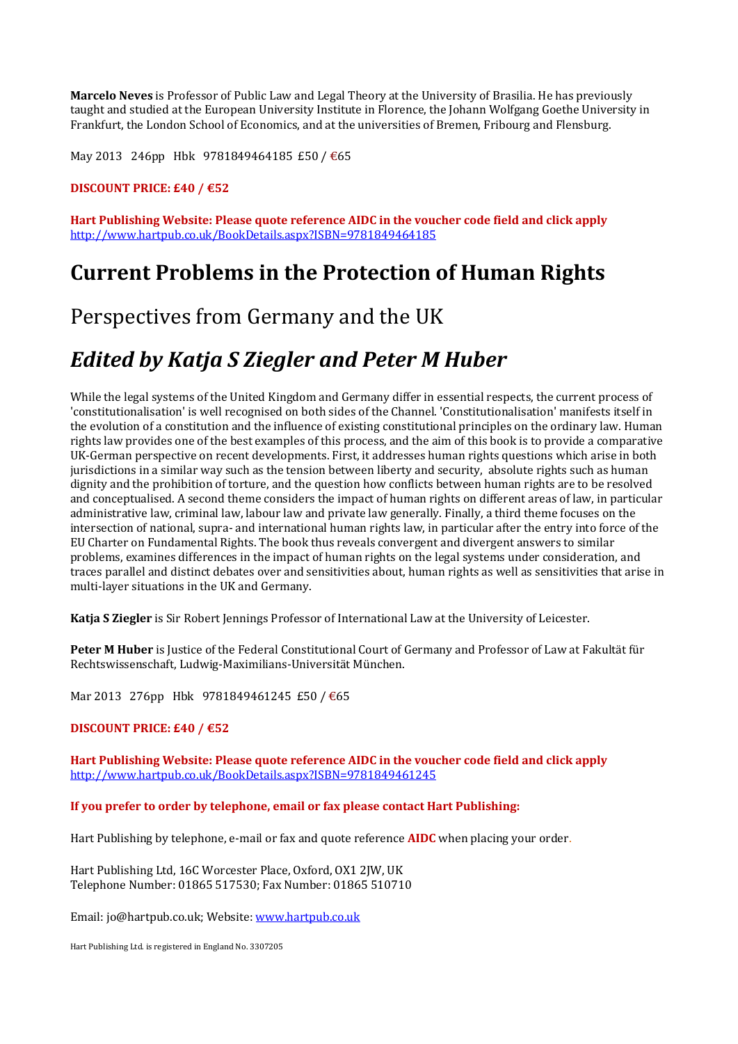**Marcelo Neves** is Professor of Public Law and Legal Theory at the University of Brasilia. He has previously taught and studied at the European University Institute in Florence, the Johann Wolfgang Goethe University in Frankfurt, the London School of Economics, and at the universities of Bremen, Fribourg and Flensburg.

May 2013 246pp Hbk 9781849464185 £50 / €65

**DISCOUNT PRICE: £40 / €52**

**Hart Publishing Website: Please quote reference AIDC in the voucher code field and click apply**
http://www.hartpub.co.uk/BookDetails.aspx?ISBN=9781849464185

# Current Problems in the Protection of Human Rights

## Perspectives from Germany and the UK

## *Edited by Katja S Ziegler and Peter M Huber*

While the legal systems of the United Kingdom and Germany differ in essential respects, the current process of 'constitutionalisation' is well recognised on both sides of the Channel. 'Constitutionalisation' manifests itself in the evolution of a constitution and the influence of existing constitutional principles on the ordinary law. Human rights law provides one of the best examples of this process, and the aim of this book is to provide a comparative UK-German perspective on recent developments. First, it addresses human rights questions which arise in both jurisdictions in a similar way such as the tension between liberty and security, absolute rights such as human dignity and the prohibition of torture, and the question how conflicts between human rights are to be resolved and conceptualised. A second theme considers the impact of human rights on different areas of law, in particular administrative law, criminal law, labour law and private law generally. Finally, a third theme focuses on the intersection of national, supra- and international human rights law, in particular after the entry into force of the EU Charter on Fundamental Rights. The book thus reveals convergent and divergent answers to similar problems, examines differences in the impact of human rights on the legal systems under consideration, and traces parallel and distinct debates over and sensitivities about, human rights as well as sensitivities that arise in multi-layer situations in the UK and Germany.

**Katja S Ziegler** is Sir Robert Jennings Professor of International Law at the University of Leicester.

**Peter M Huber** is Justice of the Federal Constitutional Court of Germany and Professor of Law at Fakultät für Rechtswissenschaft, Ludwig-Maximilians-Universität München.

Mar 2013 276pp Hbk 9781849461245 £50 / €65

**DISCOUNT PRICE: £40 / €52**

**Hart Publishing Website: Please quote reference AIDC in the voucher code field and click apply**
http://www.hartpub.co.uk/BookDetails.aspx?ISBN=9781849461245

**If you prefer to order by telephone, email or fax please contact Hart Publishing:**

Hart Publishing by telephone, e-mail or fax and quote reference **AIDC** when placing your order.

Hart Publishing Ltd, 16C Worcester Place, Oxford, OX1 2JW, UK
Telephone Number: 01865 517530; Fax Number: 01865 510710

Email: jo@hartpub.co.uk; Website: www.hartpub.co.uk

Hart Publishing Ltd. is registered in England No. 3307205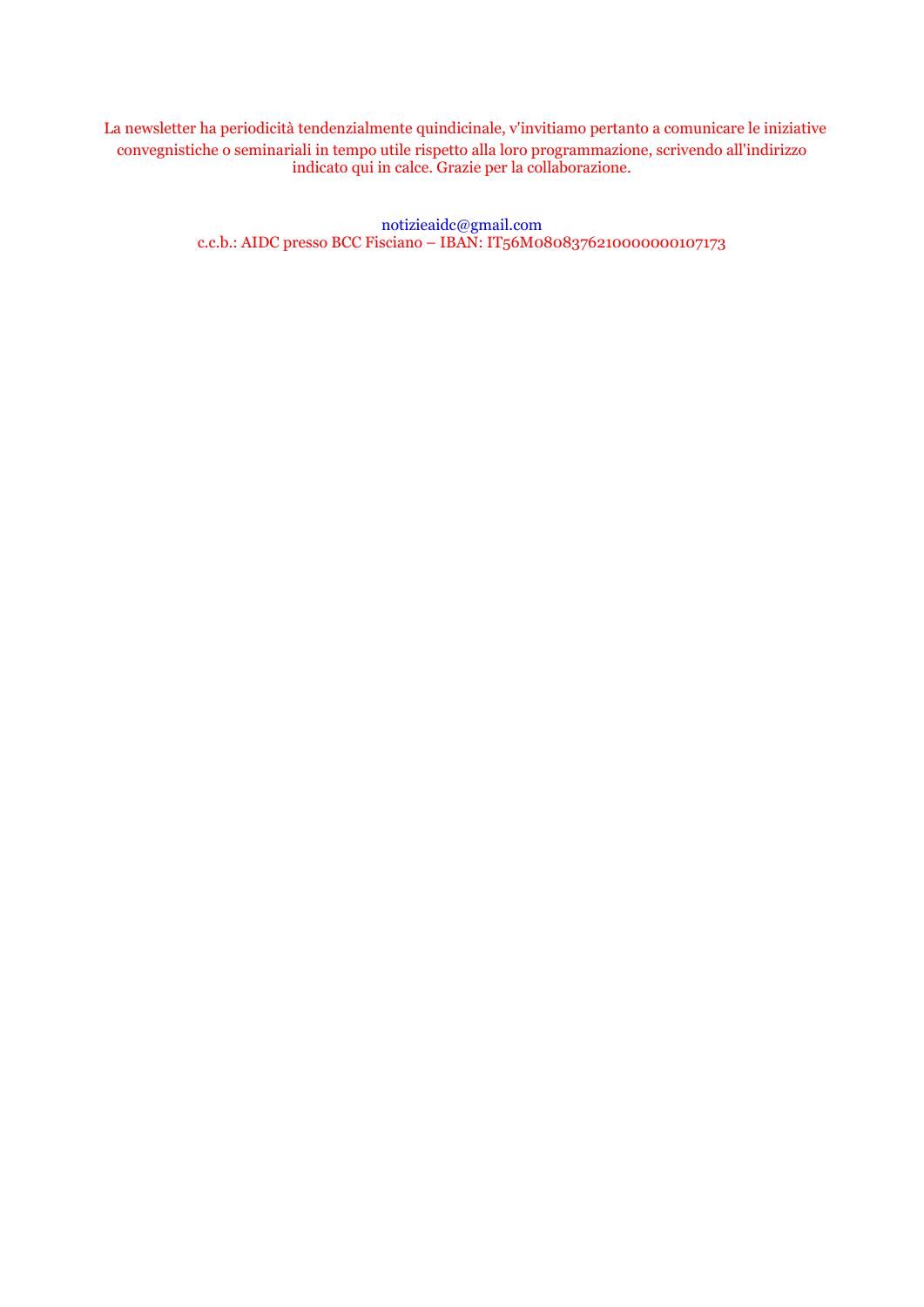La newsletter ha periodicità tendenzialmente quindicinale, v'invitiamo pertanto a comunicare le iniziative convegnistiche o seminariali in tempo utile rispetto alla loro programmazione, scrivendo all'indirizzo indicato qui in calce. Grazie per la collaborazione.

notizieaidc@gmail.com
c.c.b.: AIDC presso BCC Fisciano – IBAN: IT56M0808376210000000107173